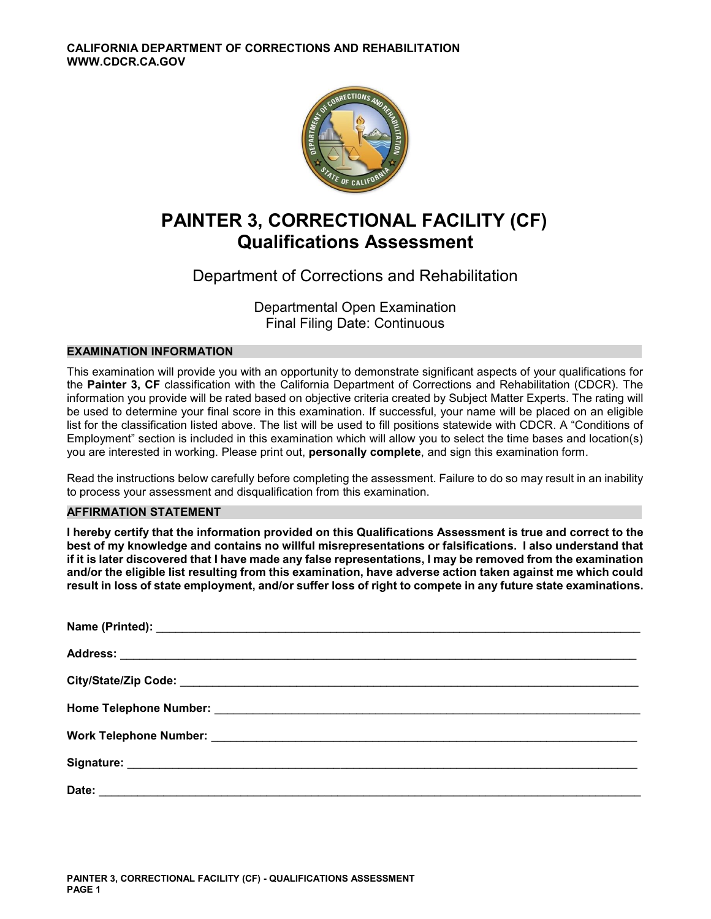CALIFORNIA DEPARTMENT OF CORRECTIONS AND REHABILITATION
WWW.CDCR.CA.GOV

# PAINTER 3, CORRECTIONAL FACILITY (CF)
# Qualifications Assessment

Department of Corrections and Rehabilitation

Departmental Open Examination
Final Filing Date: Continuous

## EXAMINATION INFORMATION

This examination will provide you with an opportunity to demonstrate significant aspects of your qualifications for the **Painter 3, CF** classification with the California Department of Corrections and Rehabilitation (CDCR). The information you provide will be rated based on objective criteria created by Subject Matter Experts. The rating will be used to determine your final score in this examination. If successful, your name will be placed on an eligible list for the classification listed above. The list will be used to fill positions statewide with CDCR. A "Conditions of Employment" section is included in this examination which will allow you to select the time bases and location(s) you are interested in working. Please print out, **personally complete**, and sign this examination form.

Read the instructions below carefully before completing the assessment. Failure to do so may result in an inability to process your assessment and disqualification from this examination.

## AFFIRMATION STATEMENT

**I hereby certify that the information provided on this Qualifications Assessment is true and correct to the best of my knowledge and contains no willful misrepresentations or falsifications. I also understand that if it is later discovered that I have made any false representations, I may be removed from the examination and/or the eligible list resulting from this examination, have adverse action taken against me which could result in loss of state employment, and/or suffer loss of right to compete in any future state examinations.**

**Name (Printed):** ______________________________

**Address:** ______________________________

**City/State/Zip Code:** ______________________________

**Home Telephone Number:** ______________________________

**Work Telephone Number:** ______________________________

**Signature:** ______________________________

**Date:** ______________________________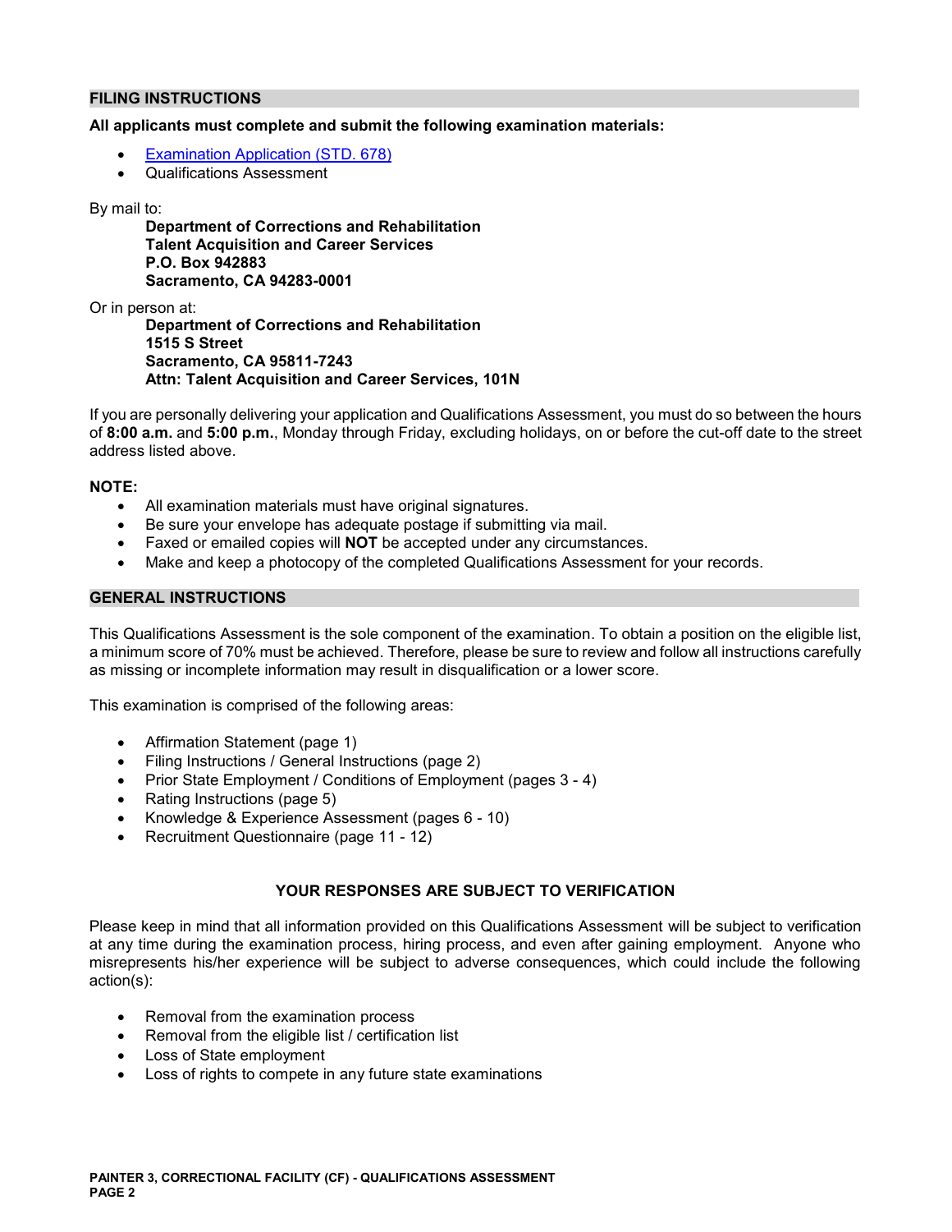## FILING INSTRUCTIONS

**All applicants must complete and submit the following examination materials:**

- [Examination Application (STD. 678)]
- Qualifications Assessment

By mail to:

**Department of Corrections and Rehabilitation**
**Talent Acquisition and Career Services**
**P.O. Box 942883**
**Sacramento, CA 94283-0001**

Or in person at:

**Department of Corrections and Rehabilitation**
**1515 S Street**
**Sacramento, CA 95811-7243**
**Attn: Talent Acquisition and Career Services, 101N**

If you are personally delivering your application and Qualifications Assessment, you must do so between the hours of **8:00 a.m.** and **5:00 p.m.**, Monday through Friday, excluding holidays, on or before the cut-off date to the street address listed above.

**NOTE:**

- All examination materials must have original signatures.
- Be sure your envelope has adequate postage if submitting via mail.
- Faxed or emailed copies will **NOT** be accepted under any circumstances.
- Make and keep a photocopy of the completed Qualifications Assessment for your records.

## GENERAL INSTRUCTIONS

This Qualifications Assessment is the sole component of the examination. To obtain a position on the eligible list, a minimum score of 70% must be achieved. Therefore, please be sure to review and follow all instructions carefully as missing or incomplete information may result in disqualification or a lower score.

This examination is comprised of the following areas:

- Affirmation Statement (page 1)
- Filing Instructions / General Instructions (page 2)
- Prior State Employment / Conditions of Employment (pages 3 - 4)
- Rating Instructions (page 5)
- Knowledge & Experience Assessment (pages 6 - 10)
- Recruitment Questionnaire (page 11 - 12)

### YOUR RESPONSES ARE SUBJECT TO VERIFICATION

Please keep in mind that all information provided on this Qualifications Assessment will be subject to verification at any time during the examination process, hiring process, and even after gaining employment. Anyone who misrepresents his/her experience will be subject to adverse consequences, which could include the following action(s):

- Removal from the examination process
- Removal from the eligible list / certification list
- Loss of State employment
- Loss of rights to compete in any future state examinations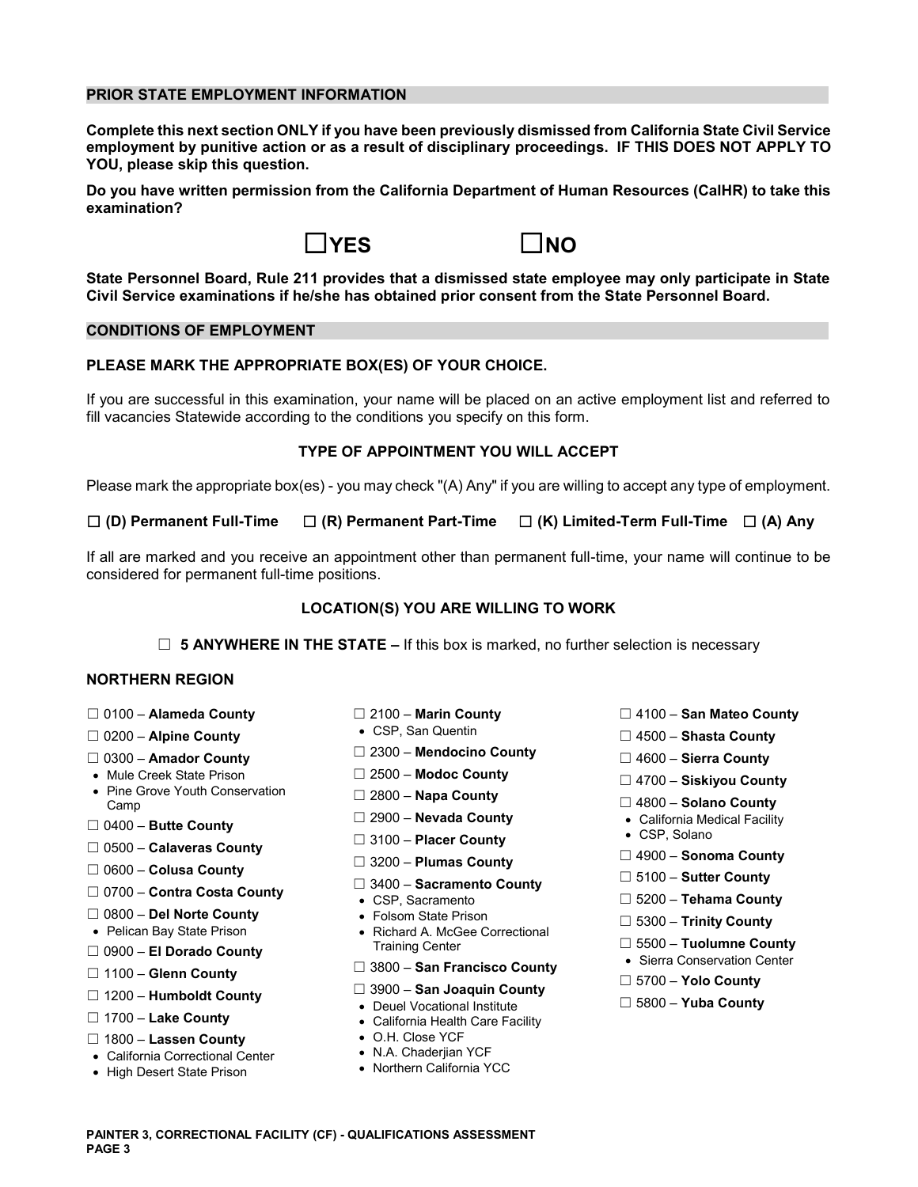## PRIOR STATE EMPLOYMENT INFORMATION

**Complete this next section ONLY if you have been previously dismissed from California State Civil Service employment by punitive action or as a result of disciplinary proceedings. IF THIS DOES NOT APPLY TO YOU, please skip this question.**

**Do you have written permission from the California Department of Human Resources (CalHR) to take this examination?**

☐ **YES** ☐ **NO**

**State Personnel Board, Rule 211 provides that a dismissed state employee may only participate in State Civil Service examinations if he/she has obtained prior consent from the State Personnel Board.**

## CONDITIONS OF EMPLOYMENT

**PLEASE MARK THE APPROPRIATE BOX(ES) OF YOUR CHOICE.**

If you are successful in this examination, your name will be placed on an active employment list and referred to fill vacancies Statewide according to the conditions you specify on this form.

### TYPE OF APPOINTMENT YOU WILL ACCEPT

Please mark the appropriate box(es) - you may check "(A) Any" if you are willing to accept any type of employment.

☐ **(D) Permanent Full-Time** ☐ **(R) Permanent Part-Time** ☐ **(K) Limited-Term Full-Time** ☐ **(A) Any**

If all are marked and you receive an appointment other than permanent full-time, your name will continue to be considered for permanent full-time positions.

### LOCATION(S) YOU ARE WILLING TO WORK

☐ **5 ANYWHERE IN THE STATE –** If this box is marked, no further selection is necessary

### NORTHERN REGION

☐ 0100 – **Alameda County**

☐ 0200 – **Alpine County**

☐ 0300 – **Amador County**
- Mule Creek State Prison
- Pine Grove Youth Conservation Camp

☐ 0400 – **Butte County**

☐ 0500 – **Calaveras County**

☐ 0600 – **Colusa County**

☐ 0700 – **Contra Costa County**

☐ 0800 – **Del Norte County**
- Pelican Bay State Prison

☐ 0900 – **El Dorado County**

☐ 1100 – **Glenn County**

☐ 1200 – **Humboldt County**

☐ 1700 – **Lake County**

☐ 1800 – **Lassen County**
- California Correctional Center
- High Desert State Prison

☐ 2100 – **Marin County**
- CSP, San Quentin

☐ 2300 – **Mendocino County**

☐ 2500 – **Modoc County**

☐ 2800 – **Napa County**

☐ 2900 – **Nevada County**

☐ 3100 – **Placer County**

☐ 3200 – **Plumas County**

☐ 3400 – **Sacramento County**
- CSP, Sacramento
- Folsom State Prison
- Richard A. McGee Correctional Training Center

☐ 3800 – **San Francisco County**

☐ 3900 – **San Joaquin County**
- Deuel Vocational Institute
- California Health Care Facility
- O.H. Close YCF
- N.A. Chaderjian YCF
- Northern California YCC

☐ 4100 – **San Mateo County**

☐ 4500 – **Shasta County**

☐ 4600 – **Sierra County**

☐ 4700 – **Siskiyou County**

☐ 4800 – **Solano County**
- California Medical Facility
- CSP, Solano

☐ 4900 – **Sonoma County**

☐ 5100 – **Sutter County**

☐ 5200 – **Tehama County**

☐ 5300 – **Trinity County**

☐ 5500 – **Tuolumne County**
- Sierra Conservation Center

☐ 5700 – **Yolo County**

☐ 5800 – **Yuba County**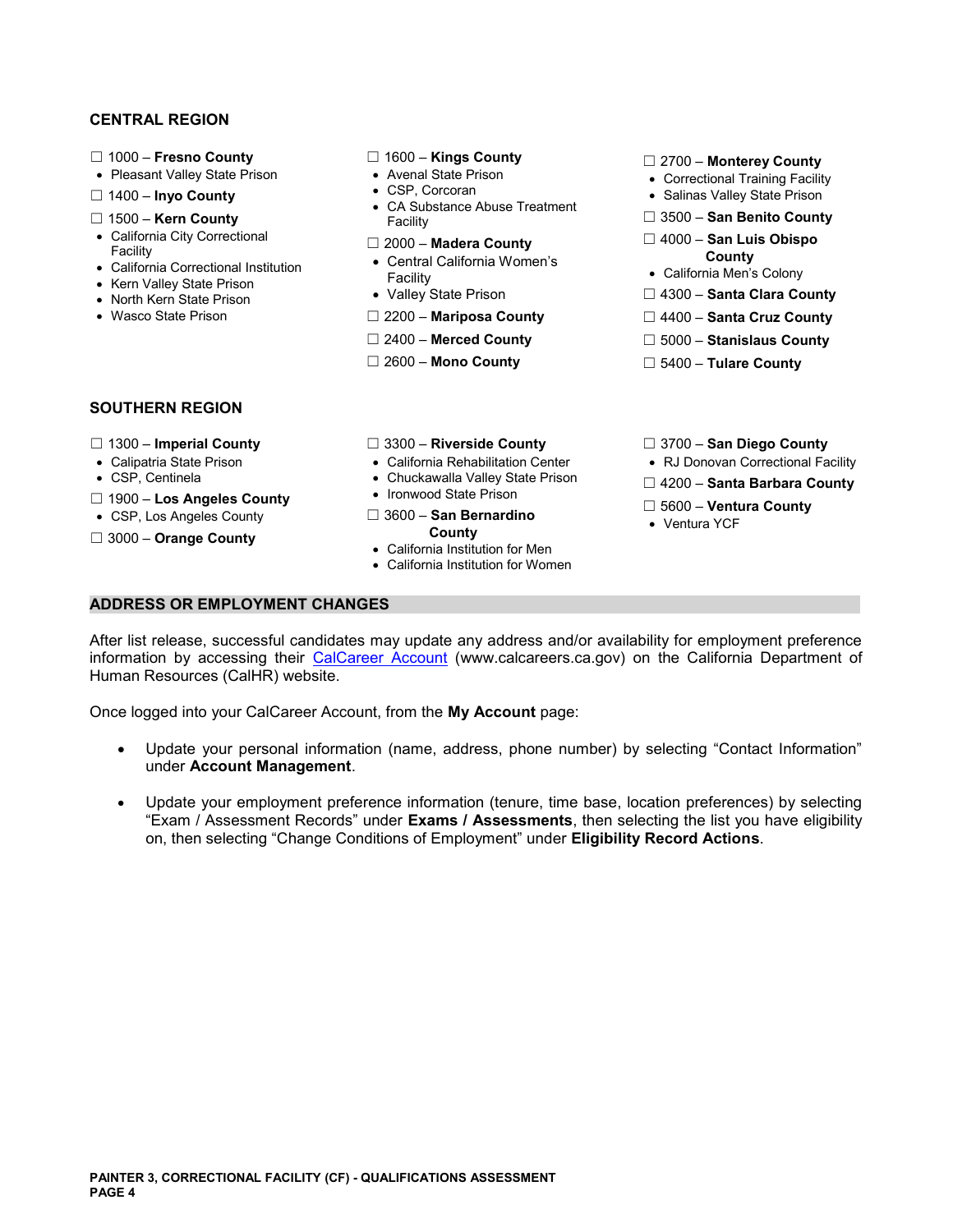### CENTRAL REGION

☐ 1000 – **Fresno County**
- Pleasant Valley State Prison

☐ 1400 – **Inyo County**

☐ 1500 – **Kern County**
- California City Correctional Facility
- California Correctional Institution
- Kern Valley State Prison
- North Kern State Prison
- Wasco State Prison

☐ 1600 – **Kings County**
- Avenal State Prison
- CSP, Corcoran
- CA Substance Abuse Treatment Facility

☐ 2000 – **Madera County**
- Central California Women's Facility
- Valley State Prison

☐ 2200 – **Mariposa County**

☐ 2400 – **Merced County**

☐ 2600 – **Mono County**

☐ 2700 – **Monterey County**
- Correctional Training Facility
- Salinas Valley State Prison

☐ 3500 – **San Benito County**

☐ 4000 – **San Luis Obispo County**
- California Men's Colony

☐ 4300 – **Santa Clara County**

☐ 4400 – **Santa Cruz County**

☐ 5000 – **Stanislaus County**

☐ 5400 – **Tulare County**

### SOUTHERN REGION

☐ 1300 – **Imperial County**
- Calipatria State Prison
- CSP, Centinela

☐ 1900 – **Los Angeles County**
- CSP, Los Angeles County

☐ 3000 – **Orange County**

☐ 3300 – **Riverside County**
- California Rehabilitation Center
- Chuckawalla Valley State Prison
- Ironwood State Prison

☐ 3600 – **San Bernardino County**
- California Institution for Men
- California Institution for Women

☐ 3700 – **San Diego County**
- RJ Donovan Correctional Facility

☐ 4200 – **Santa Barbara County**

☐ 5600 – **Ventura County**
- Ventura YCF

### ADDRESS OR EMPLOYMENT CHANGES

After list release, successful candidates may update any address and/or availability for employment preference information by accessing their CalCareer Account (www.calcareers.ca.gov) on the California Department of Human Resources (CalHR) website.

Once logged into your CalCareer Account, from the **My Account** page:

- Update your personal information (name, address, phone number) by selecting "Contact Information" under **Account Management**.

- Update your employment preference information (tenure, time base, location preferences) by selecting "Exam / Assessment Records" under **Exams / Assessments**, then selecting the list you have eligibility on, then selecting "Change Conditions of Employment" under **Eligibility Record Actions**.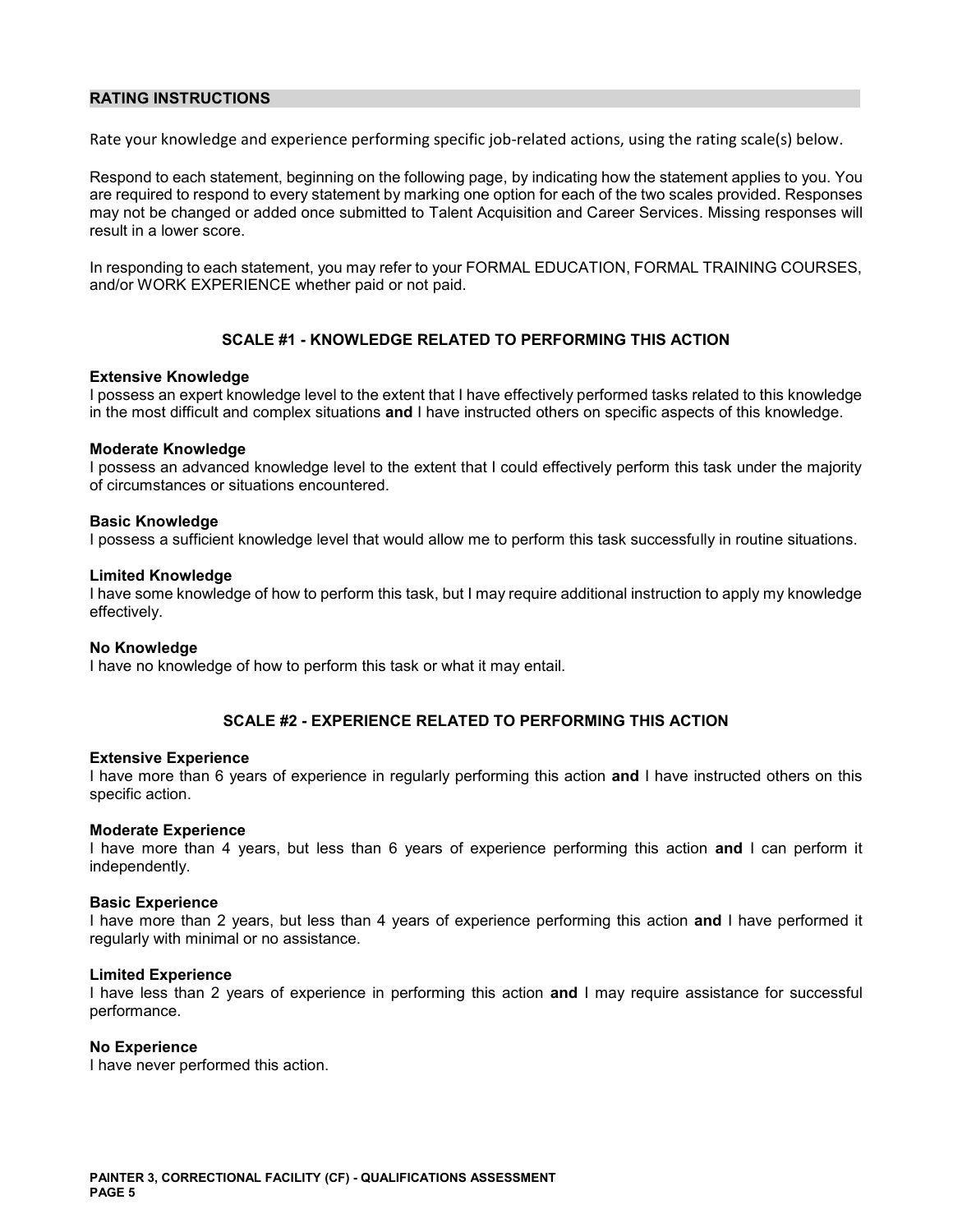## RATING INSTRUCTIONS

Rate your knowledge and experience performing specific job-related actions, using the rating scale(s) below.

Respond to each statement, beginning on the following page, by indicating how the statement applies to you. You are required to respond to every statement by marking one option for each of the two scales provided. Responses may not be changed or added once submitted to Talent Acquisition and Career Services. Missing responses will result in a lower score.

In responding to each statement, you may refer to your FORMAL EDUCATION, FORMAL TRAINING COURSES, and/or WORK EXPERIENCE whether paid or not paid.

### SCALE #1 - KNOWLEDGE RELATED TO PERFORMING THIS ACTION

**Extensive Knowledge**
I possess an expert knowledge level to the extent that I have effectively performed tasks related to this knowledge in the most difficult and complex situations **and** I have instructed others on specific aspects of this knowledge.

**Moderate Knowledge**
I possess an advanced knowledge level to the extent that I could effectively perform this task under the majority of circumstances or situations encountered.

**Basic Knowledge**
I possess a sufficient knowledge level that would allow me to perform this task successfully in routine situations.

**Limited Knowledge**
I have some knowledge of how to perform this task, but I may require additional instruction to apply my knowledge effectively.

**No Knowledge**
I have no knowledge of how to perform this task or what it may entail.

### SCALE #2 - EXPERIENCE RELATED TO PERFORMING THIS ACTION

**Extensive Experience**
I have more than 6 years of experience in regularly performing this action **and** I have instructed others on this specific action.

**Moderate Experience**
I have more than 4 years, but less than 6 years of experience performing this action **and** I can perform it independently.

**Basic Experience**
I have more than 2 years, but less than 4 years of experience performing this action **and** I have performed it regularly with minimal or no assistance.

**Limited Experience**
I have less than 2 years of experience in performing this action **and** I may require assistance for successful performance.

**No Experience**
I have never performed this action.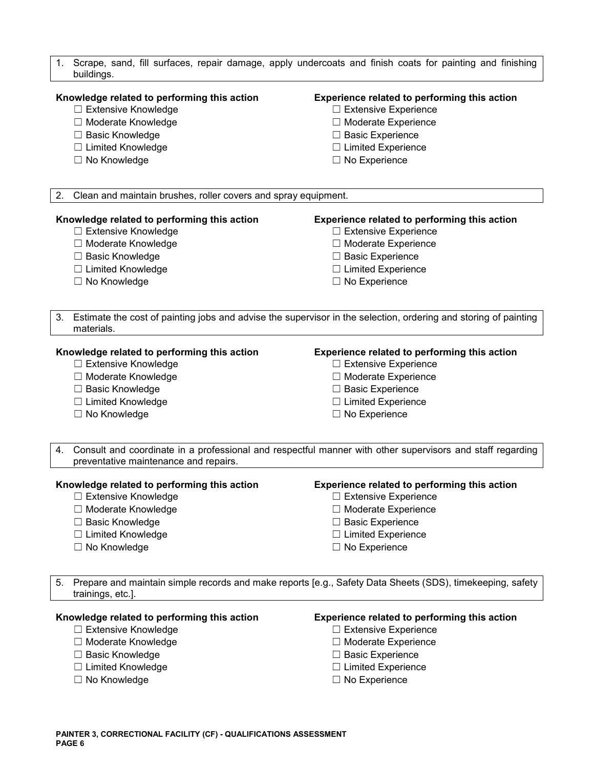1. Scrape, sand, fill surfaces, repair damage, apply undercoats and finish coats for painting and finishing buildings.

**Knowledge related to performing this action**

- ☐ Extensive Knowledge
- ☐ Moderate Knowledge
- ☐ Basic Knowledge
- ☐ Limited Knowledge
- ☐ No Knowledge

**Experience related to performing this action**

- ☐ Extensive Experience
- ☐ Moderate Experience
- ☐ Basic Experience
- ☐ Limited Experience
- ☐ No Experience

2. Clean and maintain brushes, roller covers and spray equipment.

**Knowledge related to performing this action**

- ☐ Extensive Knowledge
- ☐ Moderate Knowledge
- ☐ Basic Knowledge
- ☐ Limited Knowledge
- ☐ No Knowledge

**Experience related to performing this action**

- ☐ Extensive Experience
- ☐ Moderate Experience
- ☐ Basic Experience
- ☐ Limited Experience
- ☐ No Experience

3. Estimate the cost of painting jobs and advise the supervisor in the selection, ordering and storing of painting materials.

**Knowledge related to performing this action**

- ☐ Extensive Knowledge
- ☐ Moderate Knowledge
- ☐ Basic Knowledge
- ☐ Limited Knowledge
- ☐ No Knowledge

**Experience related to performing this action**

- ☐ Extensive Experience
- ☐ Moderate Experience
- ☐ Basic Experience
- ☐ Limited Experience
- ☐ No Experience

4. Consult and coordinate in a professional and respectful manner with other supervisors and staff regarding preventative maintenance and repairs.

**Knowledge related to performing this action**

- ☐ Extensive Knowledge
- ☐ Moderate Knowledge
- ☐ Basic Knowledge
- ☐ Limited Knowledge
- ☐ No Knowledge

**Experience related to performing this action**

- ☐ Extensive Experience
- ☐ Moderate Experience
- ☐ Basic Experience
- ☐ Limited Experience
- ☐ No Experience

5. Prepare and maintain simple records and make reports [e.g., Safety Data Sheets (SDS), timekeeping, safety trainings, etc.].

**Knowledge related to performing this action**

- ☐ Extensive Knowledge
- ☐ Moderate Knowledge
- ☐ Basic Knowledge
- ☐ Limited Knowledge
- ☐ No Knowledge

**Experience related to performing this action**

- ☐ Extensive Experience
- ☐ Moderate Experience
- ☐ Basic Experience
- ☐ Limited Experience
- ☐ No Experience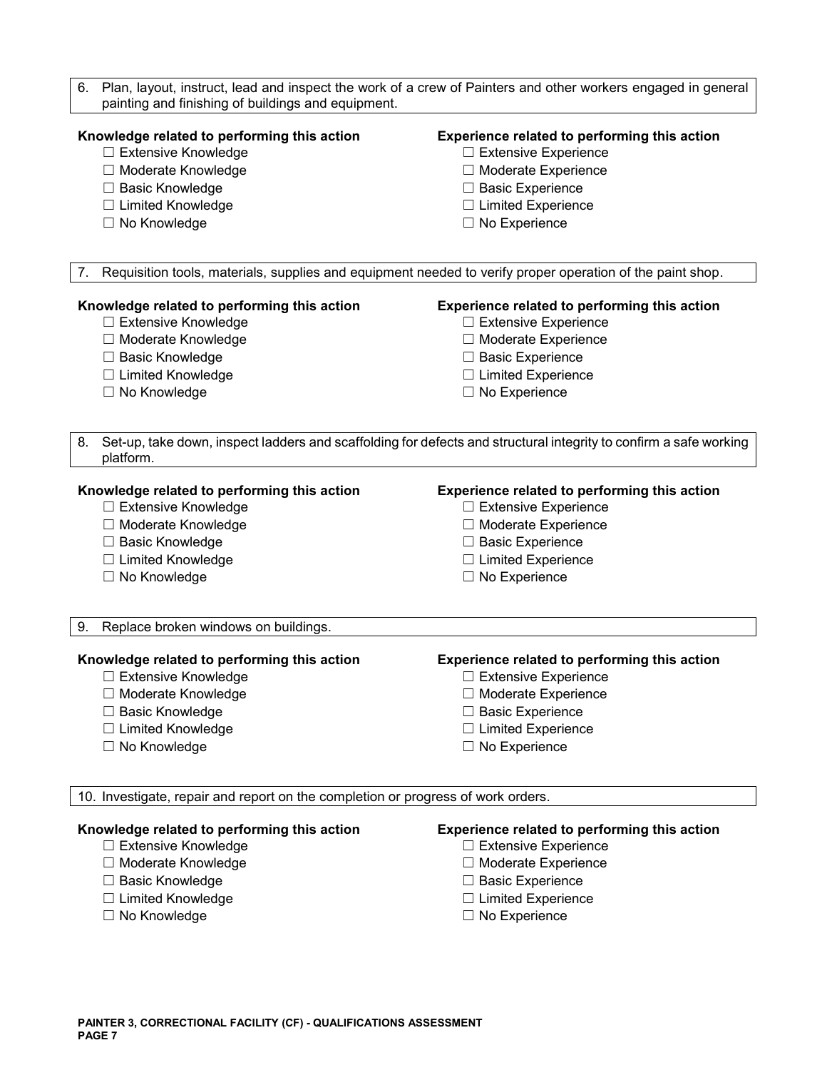6. Plan, layout, instruct, lead and inspect the work of a crew of Painters and other workers engaged in general painting and finishing of buildings and equipment.

**Knowledge related to performing this action**

- ☐ Extensive Knowledge
- ☐ Moderate Knowledge
- ☐ Basic Knowledge
- ☐ Limited Knowledge
- ☐ No Knowledge

**Experience related to performing this action**

- ☐ Extensive Experience
- ☐ Moderate Experience
- ☐ Basic Experience
- ☐ Limited Experience
- ☐ No Experience

7. Requisition tools, materials, supplies and equipment needed to verify proper operation of the paint shop.

**Knowledge related to performing this action**

- ☐ Extensive Knowledge
- ☐ Moderate Knowledge
- ☐ Basic Knowledge
- ☐ Limited Knowledge
- ☐ No Knowledge

**Experience related to performing this action**

- ☐ Extensive Experience
- ☐ Moderate Experience
- ☐ Basic Experience
- ☐ Limited Experience
- ☐ No Experience

8. Set-up, take down, inspect ladders and scaffolding for defects and structural integrity to confirm a safe working platform.

**Knowledge related to performing this action**

- ☐ Extensive Knowledge
- ☐ Moderate Knowledge
- ☐ Basic Knowledge
- ☐ Limited Knowledge
- ☐ No Knowledge

**Experience related to performing this action**

- ☐ Extensive Experience
- ☐ Moderate Experience
- ☐ Basic Experience
- ☐ Limited Experience
- ☐ No Experience

9. Replace broken windows on buildings.

**Knowledge related to performing this action**

- ☐ Extensive Knowledge
- ☐ Moderate Knowledge
- ☐ Basic Knowledge
- ☐ Limited Knowledge
- ☐ No Knowledge

**Experience related to performing this action**

- ☐ Extensive Experience
- ☐ Moderate Experience
- ☐ Basic Experience
- ☐ Limited Experience
- ☐ No Experience

10. Investigate, repair and report on the completion or progress of work orders.

**Knowledge related to performing this action**

- ☐ Extensive Knowledge
- ☐ Moderate Knowledge
- ☐ Basic Knowledge
- ☐ Limited Knowledge
- ☐ No Knowledge

**Experience related to performing this action**

- ☐ Extensive Experience
- ☐ Moderate Experience
- ☐ Basic Experience
- ☐ Limited Experience
- ☐ No Experience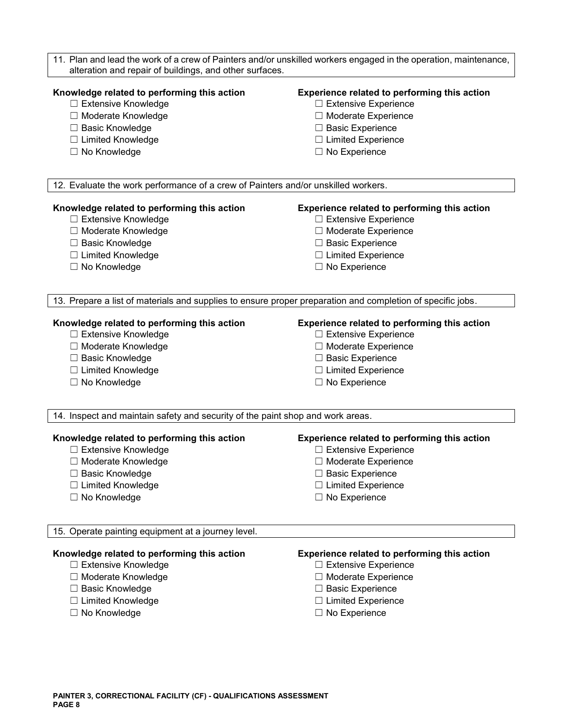11. Plan and lead the work of a crew of Painters and/or unskilled workers engaged in the operation, maintenance, alteration and repair of buildings, and other surfaces.

**Knowledge related to performing this action**

- ☐ Extensive Knowledge
- ☐ Moderate Knowledge
- ☐ Basic Knowledge
- ☐ Limited Knowledge
- ☐ No Knowledge

**Experience related to performing this action**

- ☐ Extensive Experience
- ☐ Moderate Experience
- ☐ Basic Experience
- ☐ Limited Experience
- ☐ No Experience

12. Evaluate the work performance of a crew of Painters and/or unskilled workers.

**Knowledge related to performing this action**

- ☐ Extensive Knowledge
- ☐ Moderate Knowledge
- ☐ Basic Knowledge
- ☐ Limited Knowledge
- ☐ No Knowledge

**Experience related to performing this action**

- ☐ Extensive Experience
- ☐ Moderate Experience
- ☐ Basic Experience
- ☐ Limited Experience
- ☐ No Experience

13. Prepare a list of materials and supplies to ensure proper preparation and completion of specific jobs.

**Knowledge related to performing this action**

- ☐ Extensive Knowledge
- ☐ Moderate Knowledge
- ☐ Basic Knowledge
- ☐ Limited Knowledge
- ☐ No Knowledge

**Experience related to performing this action**

- ☐ Extensive Experience
- ☐ Moderate Experience
- ☐ Basic Experience
- ☐ Limited Experience
- ☐ No Experience

14. Inspect and maintain safety and security of the paint shop and work areas.

**Knowledge related to performing this action**

- ☐ Extensive Knowledge
- ☐ Moderate Knowledge
- ☐ Basic Knowledge
- ☐ Limited Knowledge
- ☐ No Knowledge

**Experience related to performing this action**

- ☐ Extensive Experience
- ☐ Moderate Experience
- ☐ Basic Experience
- ☐ Limited Experience
- ☐ No Experience

15. Operate painting equipment at a journey level.

**Knowledge related to performing this action**

- ☐ Extensive Knowledge
- ☐ Moderate Knowledge
- ☐ Basic Knowledge
- ☐ Limited Knowledge
- ☐ No Knowledge

**Experience related to performing this action**

- ☐ Extensive Experience
- ☐ Moderate Experience
- ☐ Basic Experience
- ☐ Limited Experience
- ☐ No Experience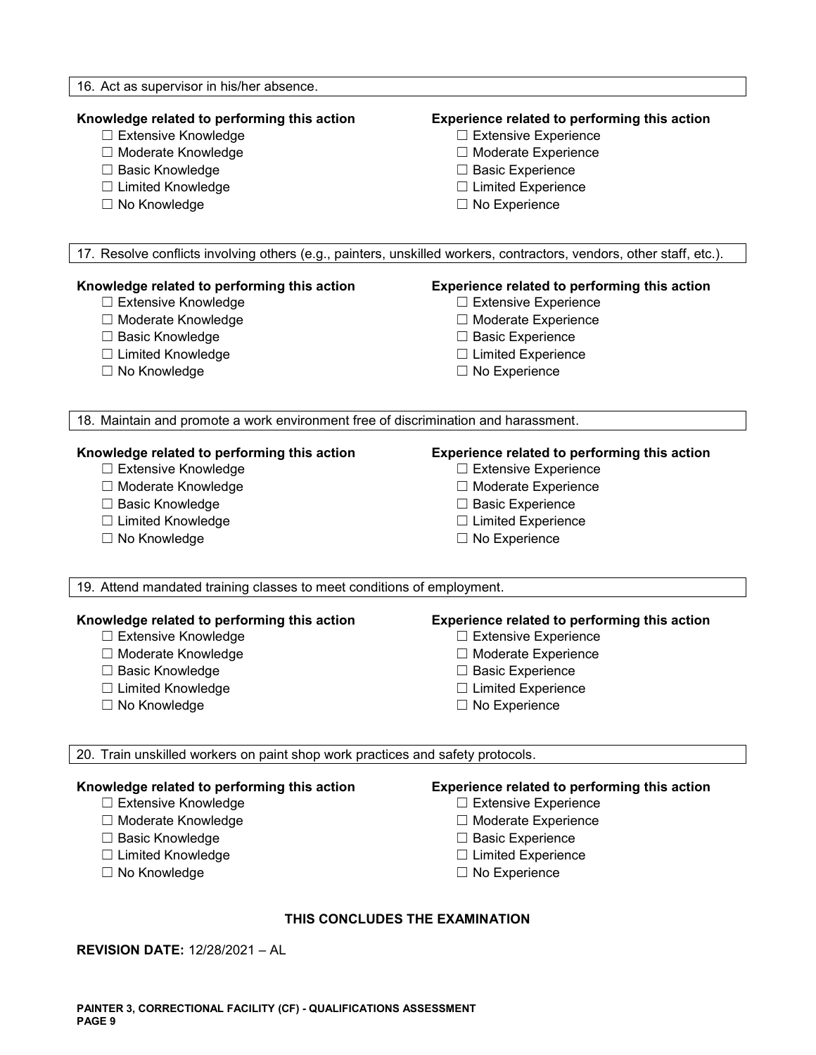16. Act as supervisor in his/her absence.

**Knowledge related to performing this action**
- ☐ Extensive Knowledge
- ☐ Moderate Knowledge
- ☐ Basic Knowledge
- ☐ Limited Knowledge
- ☐ No Knowledge

**Experience related to performing this action**
- ☐ Extensive Experience
- ☐ Moderate Experience
- ☐ Basic Experience
- ☐ Limited Experience
- ☐ No Experience

17. Resolve conflicts involving others (e.g., painters, unskilled workers, contractors, vendors, other staff, etc.).

**Knowledge related to performing this action**
- ☐ Extensive Knowledge
- ☐ Moderate Knowledge
- ☐ Basic Knowledge
- ☐ Limited Knowledge
- ☐ No Knowledge

**Experience related to performing this action**
- ☐ Extensive Experience
- ☐ Moderate Experience
- ☐ Basic Experience
- ☐ Limited Experience
- ☐ No Experience

18. Maintain and promote a work environment free of discrimination and harassment.

**Knowledge related to performing this action**
- ☐ Extensive Knowledge
- ☐ Moderate Knowledge
- ☐ Basic Knowledge
- ☐ Limited Knowledge
- ☐ No Knowledge

**Experience related to performing this action**
- ☐ Extensive Experience
- ☐ Moderate Experience
- ☐ Basic Experience
- ☐ Limited Experience
- ☐ No Experience

19. Attend mandated training classes to meet conditions of employment.

**Knowledge related to performing this action**
- ☐ Extensive Knowledge
- ☐ Moderate Knowledge
- ☐ Basic Knowledge
- ☐ Limited Knowledge
- ☐ No Knowledge

**Experience related to performing this action**
- ☐ Extensive Experience
- ☐ Moderate Experience
- ☐ Basic Experience
- ☐ Limited Experience
- ☐ No Experience

20. Train unskilled workers on paint shop work practices and safety protocols.

**Knowledge related to performing this action**
- ☐ Extensive Knowledge
- ☐ Moderate Knowledge
- ☐ Basic Knowledge
- ☐ Limited Knowledge
- ☐ No Knowledge

**Experience related to performing this action**
- ☐ Extensive Experience
- ☐ Moderate Experience
- ☐ Basic Experience
- ☐ Limited Experience
- ☐ No Experience

**THIS CONCLUDES THE EXAMINATION**

**REVISION DATE:** 12/28/2021 – AL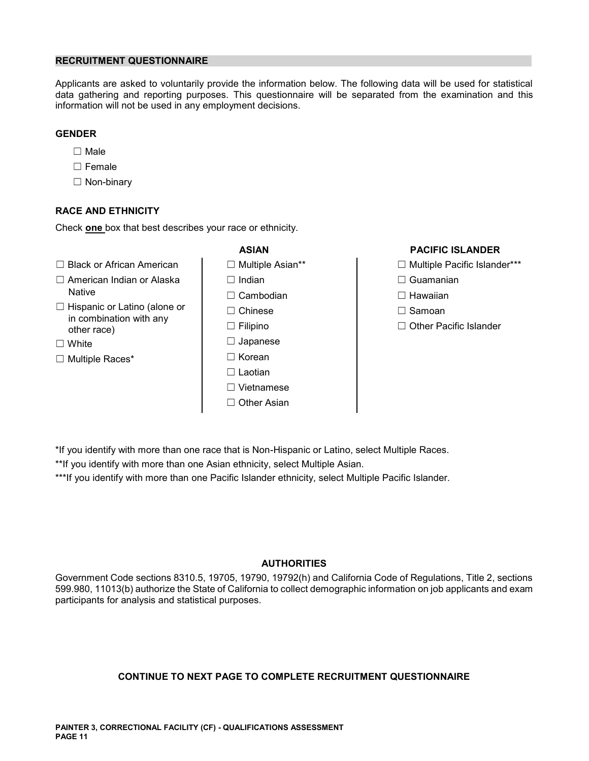## RECRUITMENT QUESTIONNAIRE

Applicants are asked to voluntarily provide the information below. The following data will be used for statistical data gathering and reporting purposes. This questionnaire will be separated from the examination and this information will not be used in any employment decisions.

### GENDER

- ☐ Male
- ☐ Female
- ☐ Non-binary

### RACE AND ETHNICITY

Check **one** box that best describes your race or ethnicity.

| | ASIAN | PACIFIC ISLANDER |
|---|---|---|
| ☐ Black or African American | ☐ Multiple Asian** | ☐ Multiple Pacific Islander*** |
| ☐ American Indian or Alaska Native | ☐ Indian | ☐ Guamanian |
| ☐ Hispanic or Latino (alone or in combination with any other race) | ☐ Cambodian | ☐ Hawaiian |
| ☐ White | ☐ Chinese | ☐ Samoan |
| ☐ Multiple Races* | ☐ Filipino | ☐ Other Pacific Islander |
| | ☐ Japanese | |
| | ☐ Korean | |
| | ☐ Laotian | |
| | ☐ Vietnamese | |
| | ☐ Other Asian | |

*If you identify with more than one race that is Non-Hispanic or Latino, select Multiple Races.

**If you identify with more than one Asian ethnicity, select Multiple Asian.

***If you identify with more than one Pacific Islander ethnicity, select Multiple Pacific Islander.

### AUTHORITIES

Government Code sections 8310.5, 19705, 19790, 19792(h) and California Code of Regulations, Title 2, sections 599.980, 11013(b) authorize the State of California to collect demographic information on job applicants and exam participants for analysis and statistical purposes.

**CONTINUE TO NEXT PAGE TO COMPLETE RECRUITMENT QUESTIONNAIRE**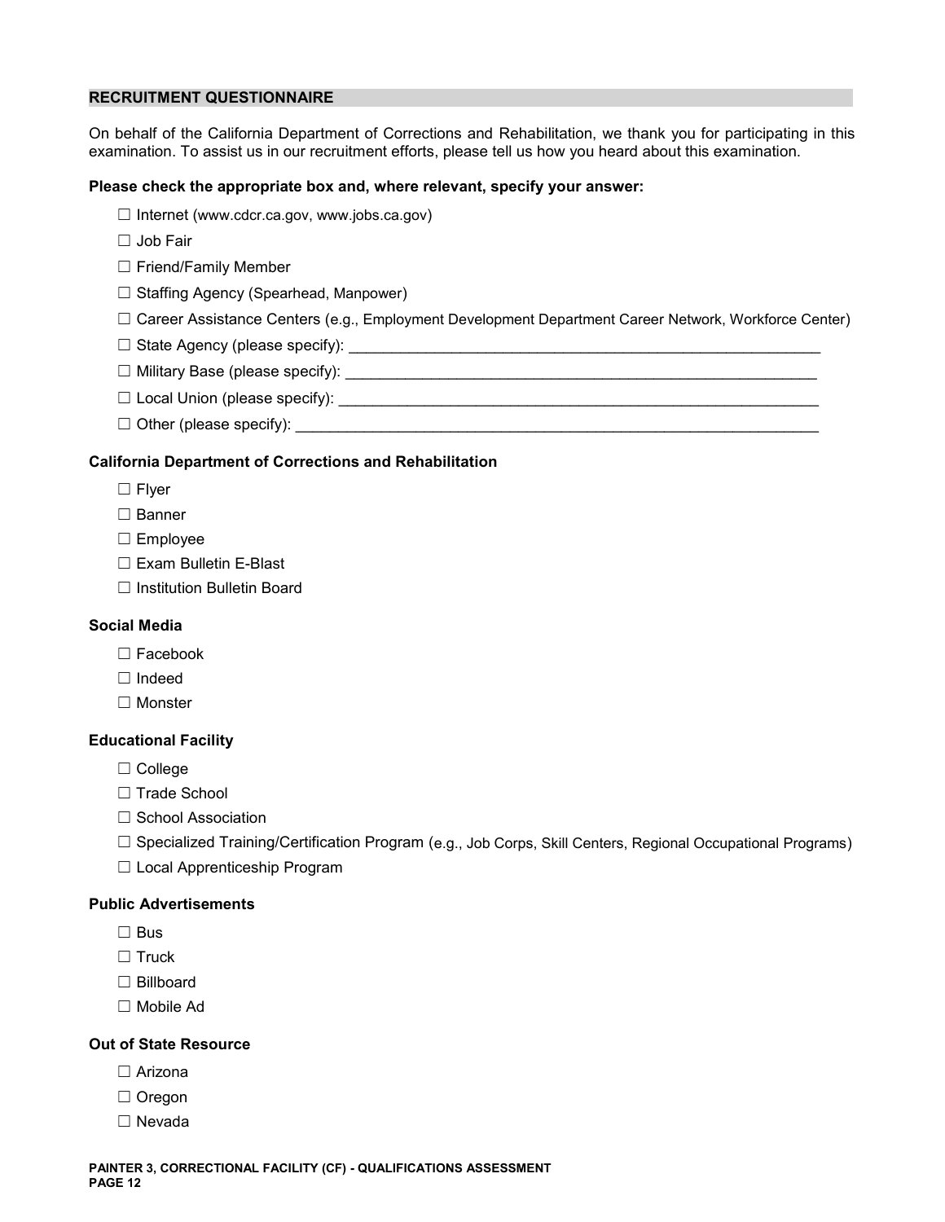## RECRUITMENT QUESTIONNAIRE

On behalf of the California Department of Corrections and Rehabilitation, we thank you for participating in this examination. To assist us in our recruitment efforts, please tell us how you heard about this examination.

**Please check the appropriate box and, where relevant, specify your answer:**

- ☐ Internet (www.cdcr.ca.gov, www.jobs.ca.gov)
- ☐ Job Fair
- ☐ Friend/Family Member
- ☐ Staffing Agency (Spearhead, Manpower)
- ☐ Career Assistance Centers (e.g., Employment Development Department Career Network, Workforce Center)
- ☐ State Agency (please specify): ___________________________________________________________
- ☐ Military Base (please specify): ___________________________________________________________
- ☐ Local Union (please specify): ____________________________________________________________
- ☐ Other (please specify): _________________________________________________________________

### California Department of Corrections and Rehabilitation

- ☐ Flyer
- ☐ Banner
- ☐ Employee
- ☐ Exam Bulletin E-Blast
- ☐ Institution Bulletin Board

### Social Media

- ☐ Facebook
- ☐ Indeed
- ☐ Monster

### Educational Facility

- ☐ College
- ☐ Trade School
- ☐ School Association
- ☐ Specialized Training/Certification Program (e.g., Job Corps, Skill Centers, Regional Occupational Programs)
- ☐ Local Apprenticeship Program

### Public Advertisements

- ☐ Bus
- ☐ Truck
- ☐ Billboard
- ☐ Mobile Ad

### Out of State Resource

- ☐ Arizona
- ☐ Oregon
- ☐ Nevada